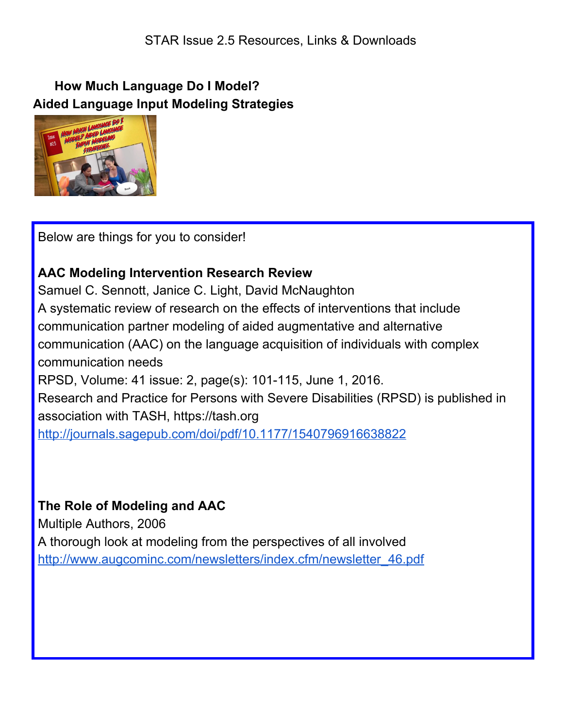STAR Issue 2.5 Resources, Links & Downloads

## How Much Language Do I Model?
## Aided Language Input Modeling Strategies

Below are things for you to consider!

**AAC Modeling Intervention Research Review**

Samuel C. Sennott, Janice C. Light, David McNaughton

A systematic review of research on the effects of interventions that include communication partner modeling of aided augmentative and alternative communication (AAC) on the language acquisition of individuals with complex communication needs

RPSD, Volume: 41 issue: 2, page(s): 101-115, June 1, 2016.

Research and Practice for Persons with Severe Disabilities (RPSD) is published in association with TASH, https://tash.org

http://journals.sagepub.com/doi/pdf/10.1177/1540796916638822

**The Role of Modeling and AAC**

Multiple Authors, 2006

A thorough look at modeling from the perspectives of all involved

http://www.augcominc.com/newsletters/index.cfm/newsletter_46.pdf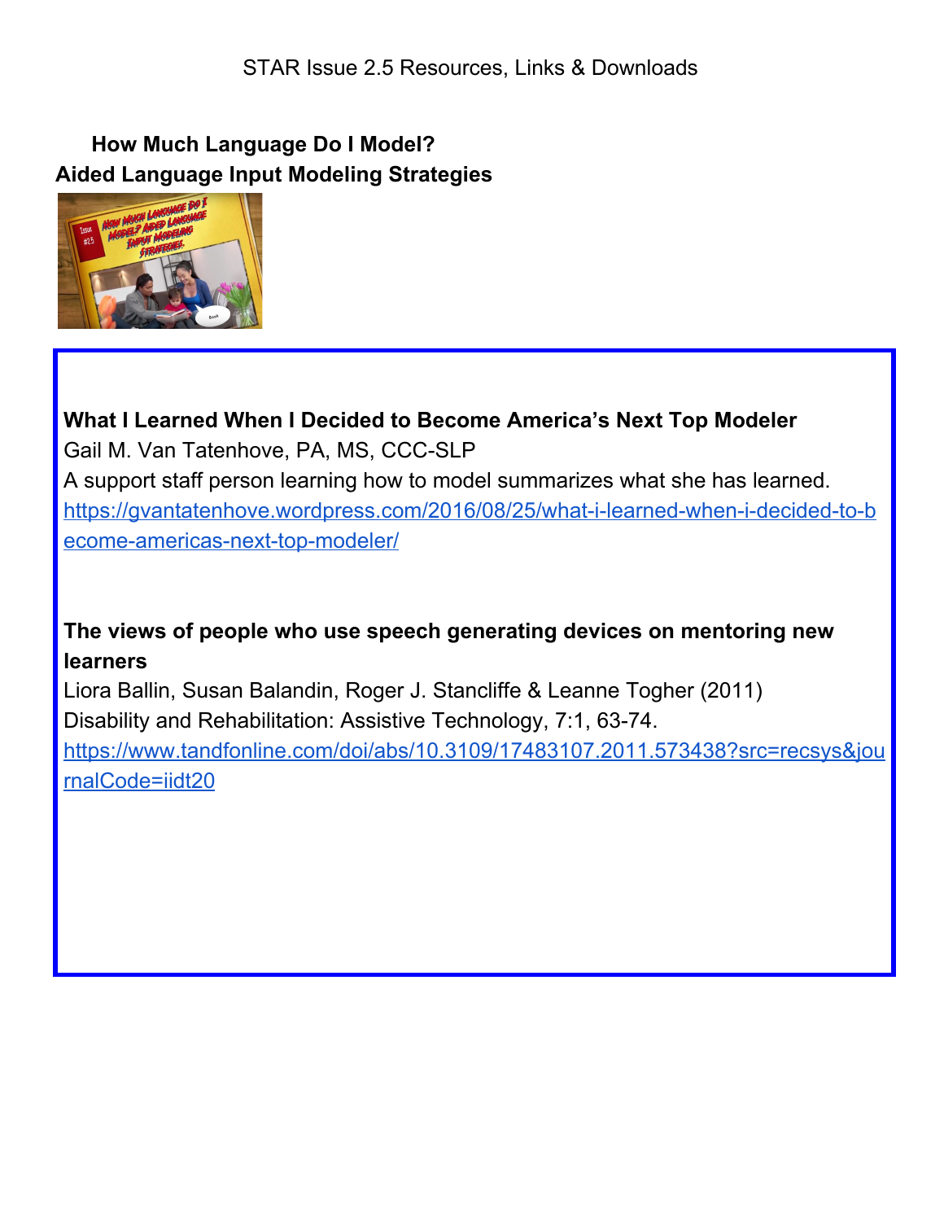STAR Issue 2.5 Resources, Links & Downloads

**How Much Language Do I Model?**
**Aided Language Input Modeling Strategies**

**What I Learned When I Decided to Become America's Next Top Modeler**
Gail M. Van Tatenhove, PA, MS, CCC-SLP
A support staff person learning how to model summarizes what she has learned.
https://gvantatenhove.wordpress.com/2016/08/25/what-i-learned-when-i-decided-to-become-americas-next-top-modeler/

**The views of people who use speech generating devices on mentoring new learners**
Liora Ballin, Susan Balandin, Roger J. Stancliffe & Leanne Togher (2011)
Disability and Rehabilitation: Assistive Technology, 7:1, 63-74.
https://www.tandfonline.com/doi/abs/10.3109/17483107.2011.573438?src=recsys&journalCode=iidt20